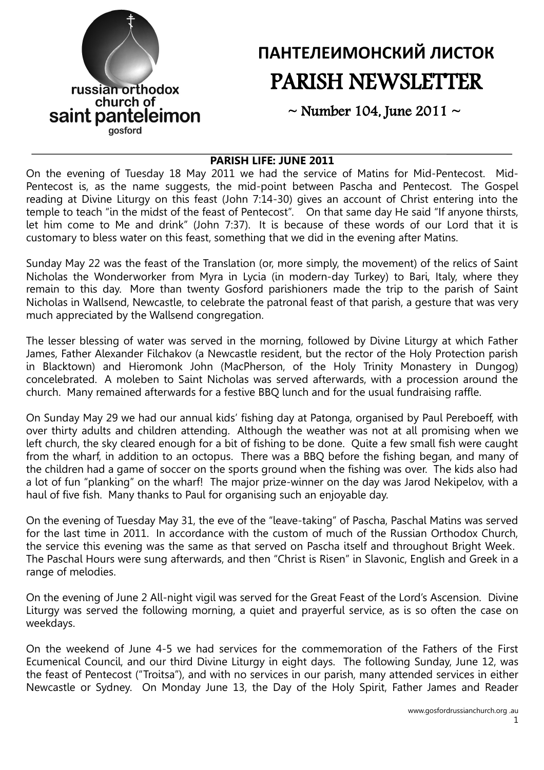russian orthodox church of saint panteleimon gosford

# ПАНТЕЛЕИМОНСКИЙ ЛИСТОК
# PARISH NEWSLETTER

~ Number 104, June 2011 ~

## PARISH LIFE: JUNE 2011

On the evening of Tuesday 18 May 2011 we had the service of Matins for Mid-Pentecost. Mid-Pentecost is, as the name suggests, the mid-point between Pascha and Pentecost. The Gospel reading at Divine Liturgy on this feast (John 7:14-30) gives an account of Christ entering into the temple to teach "in the midst of the feast of Pentecost". On that same day He said "If anyone thirsts, let him come to Me and drink" (John 7:37). It is because of these words of our Lord that it is customary to bless water on this feast, something that we did in the evening after Matins.

Sunday May 22 was the feast of the Translation (or, more simply, the movement) of the relics of Saint Nicholas the Wonderworker from Myra in Lycia (in modern-day Turkey) to Bari, Italy, where they remain to this day. More than twenty Gosford parishioners made the trip to the parish of Saint Nicholas in Wallsend, Newcastle, to celebrate the patronal feast of that parish, a gesture that was very much appreciated by the Wallsend congregation.

The lesser blessing of water was served in the morning, followed by Divine Liturgy at which Father James, Father Alexander Filchakov (a Newcastle resident, but the rector of the Holy Protection parish in Blacktown) and Hieromonk John (MacPherson, of the Holy Trinity Monastery in Dungog) concelebrated. A moleben to Saint Nicholas was served afterwards, with a procession around the church. Many remained afterwards for a festive BBQ lunch and for the usual fundraising raffle.

On Sunday May 29 we had our annual kids' fishing day at Patonga, organised by Paul Pereboeff, with over thirty adults and children attending. Although the weather was not at all promising when we left church, the sky cleared enough for a bit of fishing to be done. Quite a few small fish were caught from the wharf, in addition to an octopus. There was a BBQ before the fishing began, and many of the children had a game of soccer on the sports ground when the fishing was over. The kids also had a lot of fun "planking" on the wharf! The major prize-winner on the day was Jarod Nekipelov, with a haul of five fish. Many thanks to Paul for organising such an enjoyable day.

On the evening of Tuesday May 31, the eve of the "leave-taking" of Pascha, Paschal Matins was served for the last time in 2011. In accordance with the custom of much of the Russian Orthodox Church, the service this evening was the same as that served on Pascha itself and throughout Bright Week. The Paschal Hours were sung afterwards, and then "Christ is Risen" in Slavonic, English and Greek in a range of melodies.

On the evening of June 2 All-night vigil was served for the Great Feast of the Lord's Ascension. Divine Liturgy was served the following morning, a quiet and prayerful service, as is so often the case on weekdays.

On the weekend of June 4-5 we had services for the commemoration of the Fathers of the First Ecumenical Council, and our third Divine Liturgy in eight days. The following Sunday, June 12, was the feast of Pentecost ("Troitsa"), and with no services in our parish, many attended services in either Newcastle or Sydney. On Monday June 13, the Day of the Holy Spirit, Father James and Reader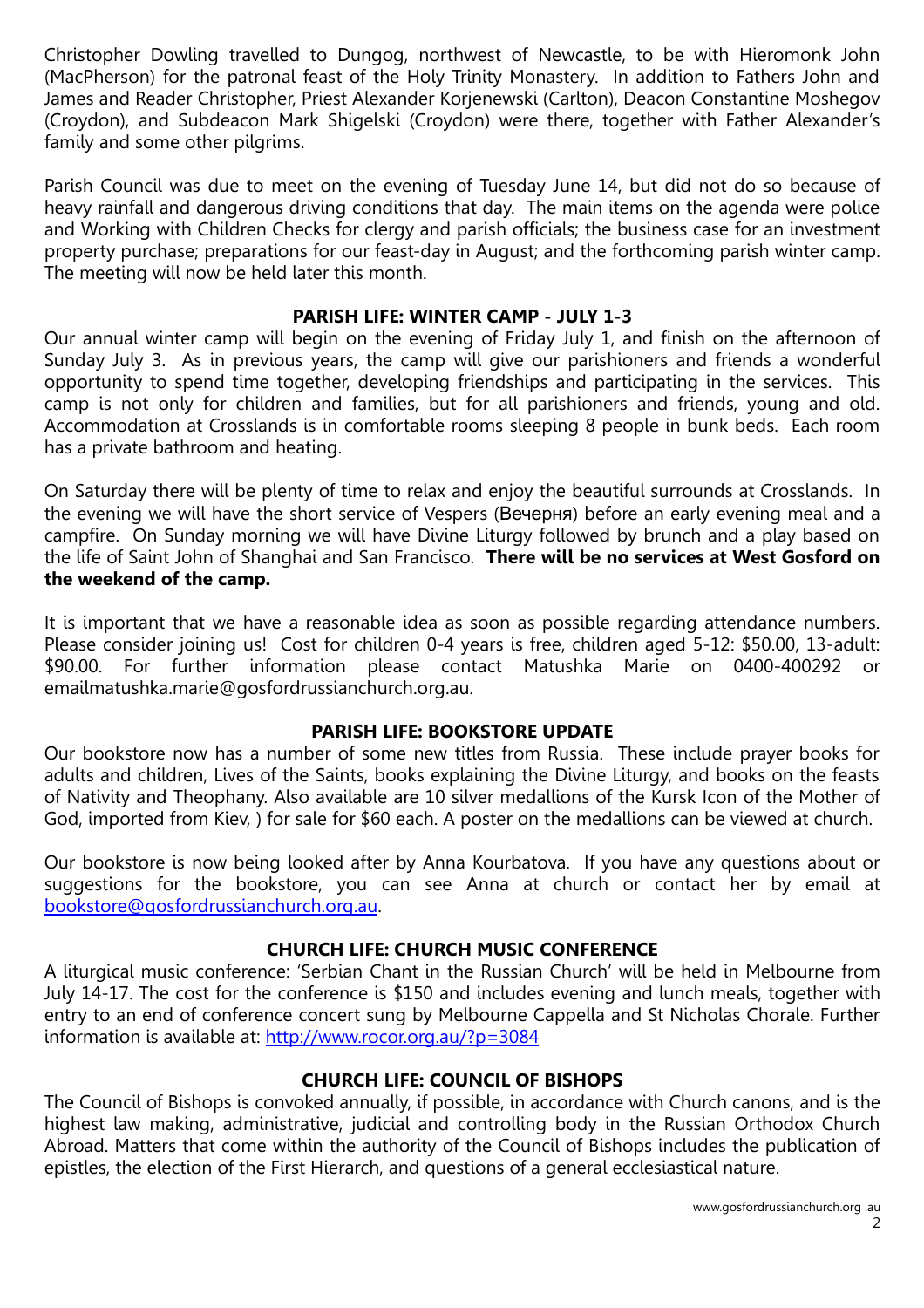Christopher Dowling travelled to Dungog, northwest of Newcastle, to be with Hieromonk John (MacPherson) for the patronal feast of the Holy Trinity Monastery. In addition to Fathers John and James and Reader Christopher, Priest Alexander Korjenewski (Carlton), Deacon Constantine Moshegov (Croydon), and Subdeacon Mark Shigelski (Croydon) were there, together with Father Alexander's family and some other pilgrims.

Parish Council was due to meet on the evening of Tuesday June 14, but did not do so because of heavy rainfall and dangerous driving conditions that day. The main items on the agenda were police and Working with Children Checks for clergy and parish officials; the business case for an investment property purchase; preparations for our feast-day in August; and the forthcoming parish winter camp. The meeting will now be held later this month.

## PARISH LIFE: WINTER CAMP - JULY 1-3

Our annual winter camp will begin on the evening of Friday July 1, and finish on the afternoon of Sunday July 3. As in previous years, the camp will give our parishioners and friends a wonderful opportunity to spend time together, developing friendships and participating in the services. This camp is not only for children and families, but for all parishioners and friends, young and old. Accommodation at Crosslands is in comfortable rooms sleeping 8 people in bunk beds. Each room has a private bathroom and heating.

On Saturday there will be plenty of time to relax and enjoy the beautiful surrounds at Crosslands. In the evening we will have the short service of Vespers (Вечерня) before an early evening meal and a campfire. On Sunday morning we will have Divine Liturgy followed by brunch and a play based on the life of Saint John of Shanghai and San Francisco. **There will be no services at West Gosford on the weekend of the camp.**

It is important that we have a reasonable idea as soon as possible regarding attendance numbers. Please consider joining us! Cost for children 0-4 years is free, children aged 5-12: $50.00, 13-adult: $90.00. For further information please contact Matushka Marie on 0400-400292 or emailmatushka.marie@gosfordrussianchurch.org.au.

## PARISH LIFE: BOOKSTORE UPDATE

Our bookstore now has a number of some new titles from Russia. These include prayer books for adults and children, Lives of the Saints, books explaining the Divine Liturgy, and books on the feasts of Nativity and Theophany. Also available are 10 silver medallions of the Kursk Icon of the Mother of God, imported from Kiev, ) for sale for $60 each. A poster on the medallions can be viewed at church.

Our bookstore is now being looked after by Anna Kourbatova. If you have any questions about or suggestions for the bookstore, you can see Anna at church or contact her by email at bookstore@gosfordrussianchurch.org.au.

## CHURCH LIFE: CHURCH MUSIC CONFERENCE

A liturgical music conference: 'Serbian Chant in the Russian Church' will be held in Melbourne from July 14-17. The cost for the conference is $150 and includes evening and lunch meals, together with entry to an end of conference concert sung by Melbourne Cappella and St Nicholas Chorale. Further information is available at: http://www.rocor.org.au/?p=3084

## CHURCH LIFE: COUNCIL OF BISHOPS

The Council of Bishops is convoked annually, if possible, in accordance with Church canons, and is the highest law making, administrative, judicial and controlling body in the Russian Orthodox Church Abroad. Matters that come within the authority of the Council of Bishops includes the publication of epistles, the election of the First Hierarch, and questions of a general ecclesiastical nature.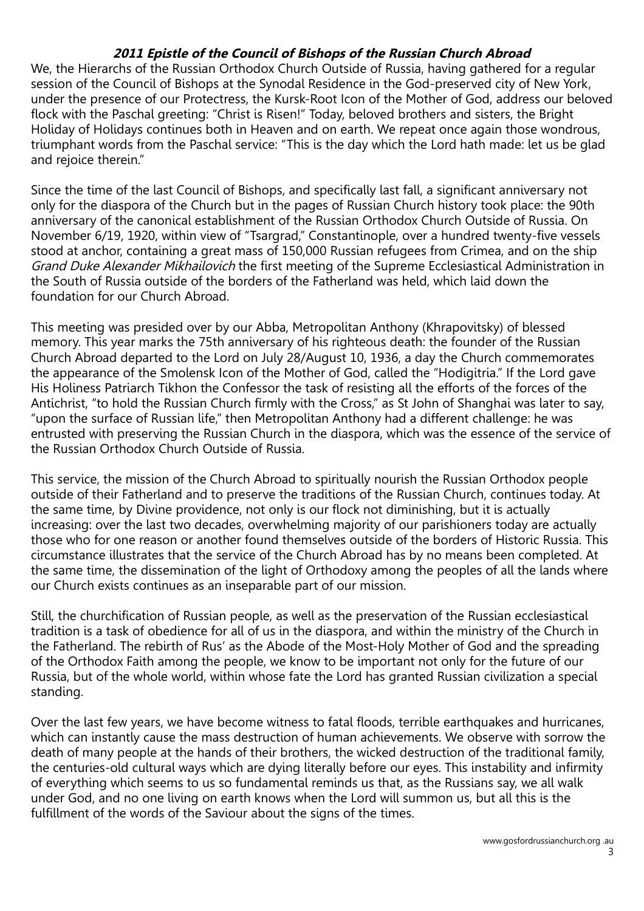**2011 Epistle of the Council of Bishops of the Russian Church Abroad**

We, the Hierarchs of the Russian Orthodox Church Outside of Russia, having gathered for a regular session of the Council of Bishops at the Synodal Residence in the God-preserved city of New York, under the presence of our Protectress, the Kursk-Root Icon of the Mother of God, address our beloved flock with the Paschal greeting: "Christ is Risen!" Today, beloved brothers and sisters, the Bright Holiday of Holidays continues both in Heaven and on earth. We repeat once again those wondrous, triumphant words from the Paschal service: "This is the day which the Lord hath made: let us be glad and rejoice therein."

Since the time of the last Council of Bishops, and specifically last fall, a significant anniversary not only for the diaspora of the Church but in the pages of Russian Church history took place: the 90th anniversary of the canonical establishment of the Russian Orthodox Church Outside of Russia. On November 6/19, 1920, within view of "Tsargrad," Constantinople, over a hundred twenty-five vessels stood at anchor, containing a great mass of 150,000 Russian refugees from Crimea, and on the ship *Grand Duke Alexander Mikhailovich* the first meeting of the Supreme Ecclesiastical Administration in the South of Russia outside of the borders of the Fatherland was held, which laid down the foundation for our Church Abroad.

This meeting was presided over by our Abba, Metropolitan Anthony (Khrapovitsky) of blessed memory. This year marks the 75th anniversary of his righteous death: the founder of the Russian Church Abroad departed to the Lord on July 28/August 10, 1936, a day the Church commemorates the appearance of the Smolensk Icon of the Mother of God, called the "Hodigitria." If the Lord gave His Holiness Patriarch Tikhon the Confessor the task of resisting all the efforts of the forces of the Antichrist, "to hold the Russian Church firmly with the Cross," as St John of Shanghai was later to say, "upon the surface of Russian life," then Metropolitan Anthony had a different challenge: he was entrusted with preserving the Russian Church in the diaspora, which was the essence of the service of the Russian Orthodox Church Outside of Russia.

This service, the mission of the Church Abroad to spiritually nourish the Russian Orthodox people outside of their Fatherland and to preserve the traditions of the Russian Church, continues today. At the same time, by Divine providence, not only is our flock not diminishing, but it is actually increasing: over the last two decades, overwhelming majority of our parishioners today are actually those who for one reason or another found themselves outside of the borders of Historic Russia. This circumstance illustrates that the service of the Church Abroad has by no means been completed. At the same time, the dissemination of the light of Orthodoxy among the peoples of all the lands where our Church exists continues as an inseparable part of our mission.

Still, the churchification of Russian people, as well as the preservation of the Russian ecclesiastical tradition is a task of obedience for all of us in the diaspora, and within the ministry of the Church in the Fatherland. The rebirth of Rus' as the Abode of the Most-Holy Mother of God and the spreading of the Orthodox Faith among the people, we know to be important not only for the future of our Russia, but of the whole world, within whose fate the Lord has granted Russian civilization a special standing.

Over the last few years, we have become witness to fatal floods, terrible earthquakes and hurricanes, which can instantly cause the mass destruction of human achievements. We observe with sorrow the death of many people at the hands of their brothers, the wicked destruction of the traditional family, the centuries-old cultural ways which are dying literally before our eyes. This instability and infirmity of everything which seems to us so fundamental reminds us that, as the Russians say, we all walk under God, and no one living on earth knows when the Lord will summon us, but all this is the fulfillment of the words of the Saviour about the signs of the times.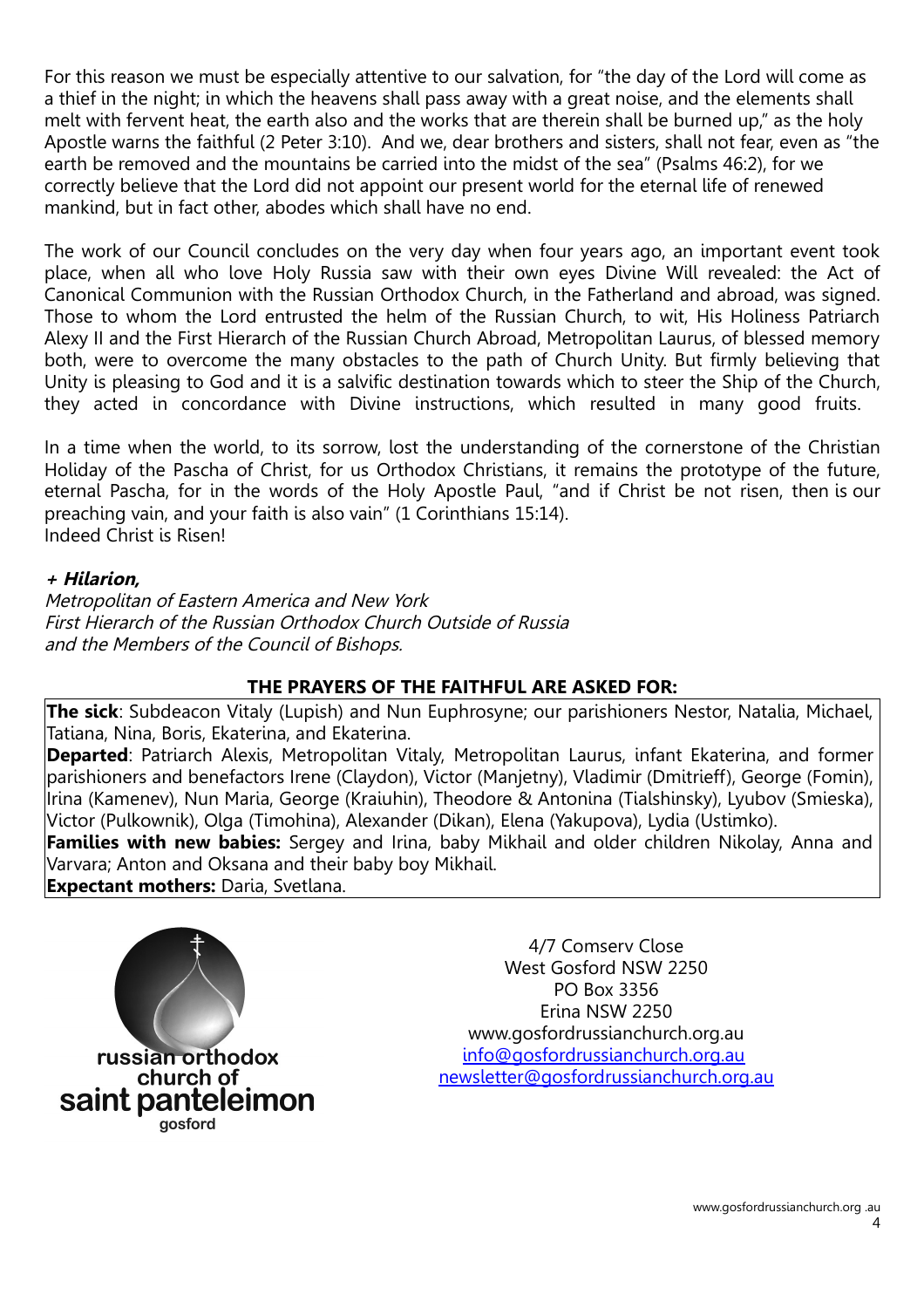For this reason we must be especially attentive to our salvation, for "the day of the Lord will come as a thief in the night; in which the heavens shall pass away with a great noise, and the elements shall melt with fervent heat, the earth also and the works that are therein shall be burned up," as the holy Apostle warns the faithful (2 Peter 3:10). And we, dear brothers and sisters, shall not fear, even as "the earth be removed and the mountains be carried into the midst of the sea" (Psalms 46:2), for we correctly believe that the Lord did not appoint our present world for the eternal life of renewed mankind, but in fact other, abodes which shall have no end.

The work of our Council concludes on the very day when four years ago, an important event took place, when all who love Holy Russia saw with their own eyes Divine Will revealed: the Act of Canonical Communion with the Russian Orthodox Church, in the Fatherland and abroad, was signed. Those to whom the Lord entrusted the helm of the Russian Church, to wit, His Holiness Patriarch Alexy II and the First Hierarch of the Russian Church Abroad, Metropolitan Laurus, of blessed memory both, were to overcome the many obstacles to the path of Church Unity. But firmly believing that Unity is pleasing to God and it is a salvific destination towards which to steer the Ship of the Church, they acted in concordance with Divine instructions, which resulted in many good fruits.

In a time when the world, to its sorrow, lost the understanding of the cornerstone of the Christian Holiday of the Pascha of Christ, for us Orthodox Christians, it remains the prototype of the future, eternal Pascha, for in the words of the Holy Apostle Paul, "and if Christ be not risen, then is our preaching vain, and your faith is also vain" (1 Corinthians 15:14).
Indeed Christ is Risen!

***+ Hilarion,***
*Metropolitan of Eastern America and New York*
*First Hierarch of the Russian Orthodox Church Outside of Russia*
*and the Members of the Council of Bishops.*

**THE PRAYERS OF THE FAITHFUL ARE ASKED FOR:**

**The sick**: Subdeacon Vitaly (Lupish) and Nun Euphrosyne; our parishioners Nestor, Natalia, Michael, Tatiana, Nina, Boris, Ekaterina, and Ekaterina.
**Departed**: Patriarch Alexis, Metropolitan Vitaly, Metropolitan Laurus, infant Ekaterina, and former parishioners and benefactors Irene (Claydon), Victor (Manjetny), Vladimir (Dmitrieff), George (Fomin), Irina (Kamenev), Nun Maria, George (Kraiuhin), Theodore & Antonina (Tialshinsky), Lyubov (Smieska), Victor (Pulkownik), Olga (Timohina), Alexander (Dikan), Elena (Yakupova), Lydia (Ustimko).
**Families with new babies:** Sergey and Irina, baby Mikhail and older children Nikolay, Anna and Varvara; Anton and Oksana and their baby boy Mikhail.
**Expectant mothers:** Daria, Svetlana.

russian orthodox
church of
saint panteleimon
gosford

4/7 Comserv Close
West Gosford NSW 2250
PO Box 3356
Erina NSW 2250
www.gosfordrussianchurch.org.au
info@gosfordrussianchurch.org.au
newsletter@gosfordrussianchurch.org.au